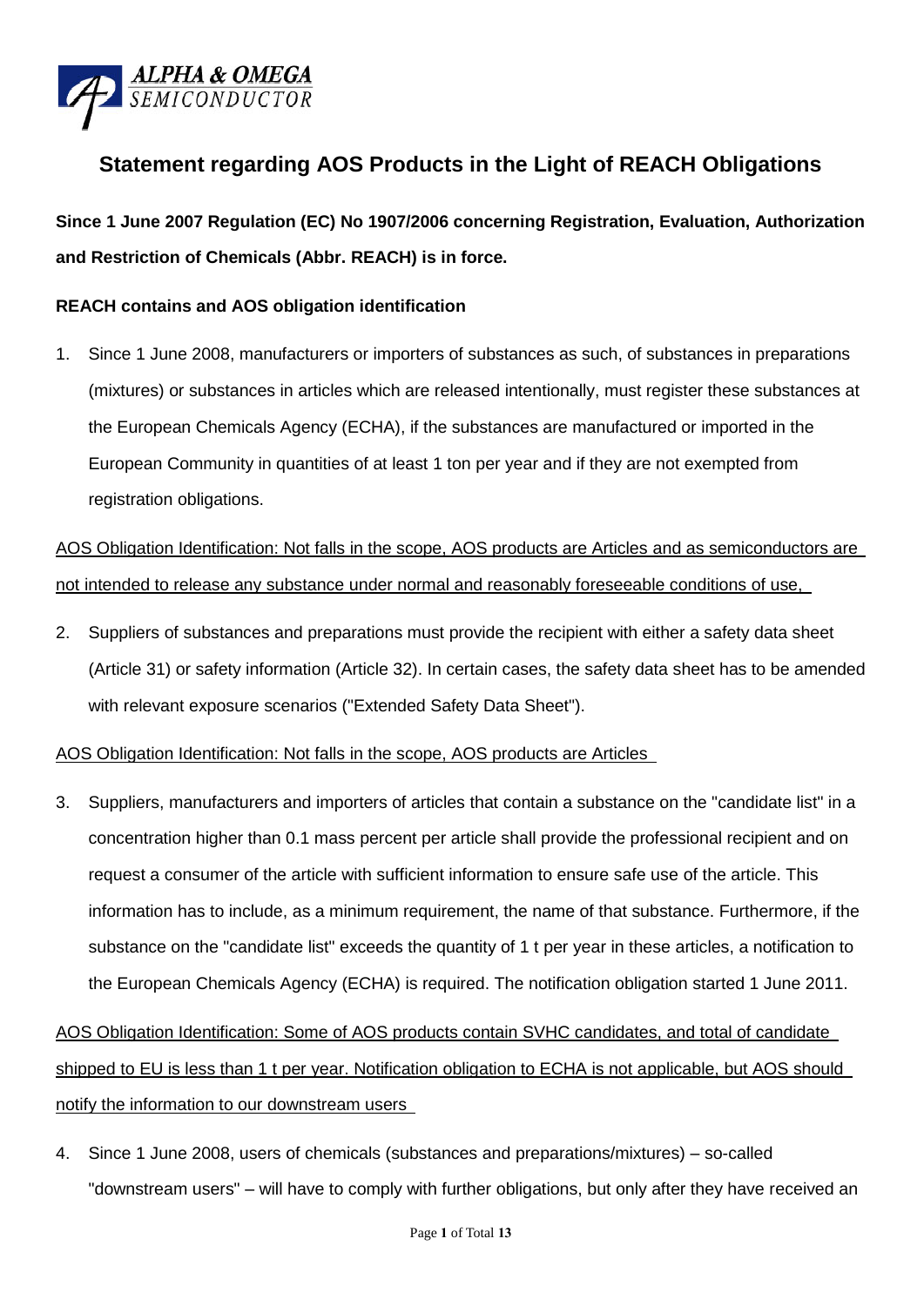ALPHA & OMEGA SEMICONDUCTOR

# Statement regarding AOS Products in the Light of REACH Obligations

**Since 1 June 2007 Regulation (EC) No 1907/2006 concerning Registration, Evaluation, Authorization and Restriction of Chemicals (Abbr. REACH) is in force.**

**REACH contains and AOS obligation identification**

1. Since 1 June 2008, manufacturers or importers of substances as such, of substances in preparations (mixtures) or substances in articles which are released intentionally, must register these substances at the European Chemicals Agency (ECHA), if the substances are manufactured or imported in the European Community in quantities of at least 1 ton per year and if they are not exempted from registration obligations.

<u>AOS Obligation Identification: Not falls in the scope, AOS products are Articles and as semiconductors are not intended to release any substance under normal and reasonably foreseeable conditions of use,</u>

2. Suppliers of substances and preparations must provide the recipient with either a safety data sheet (Article 31) or safety information (Article 32). In certain cases, the safety data sheet has to be amended with relevant exposure scenarios ("Extended Safety Data Sheet").

<u>AOS Obligation Identification: Not falls in the scope, AOS products are Articles</u>

3. Suppliers, manufacturers and importers of articles that contain a substance on the "candidate list" in a concentration higher than 0.1 mass percent per article shall provide the professional recipient and on request a consumer of the article with sufficient information to ensure safe use of the article. This information has to include, as a minimum requirement, the name of that substance. Furthermore, if the substance on the "candidate list" exceeds the quantity of 1 t per year in these articles, a notification to the European Chemicals Agency (ECHA) is required. The notification obligation started 1 June 2011.

<u>AOS Obligation Identification: Some of AOS products contain SVHC candidates, and total of candidate shipped to EU is less than 1 t per year. Notification obligation to ECHA is not applicable, but AOS should notify the information to our downstream users</u>

4. Since 1 June 2008, users of chemicals (substances and preparations/mixtures) – so-called "downstream users" – will have to comply with further obligations, but only after they have received an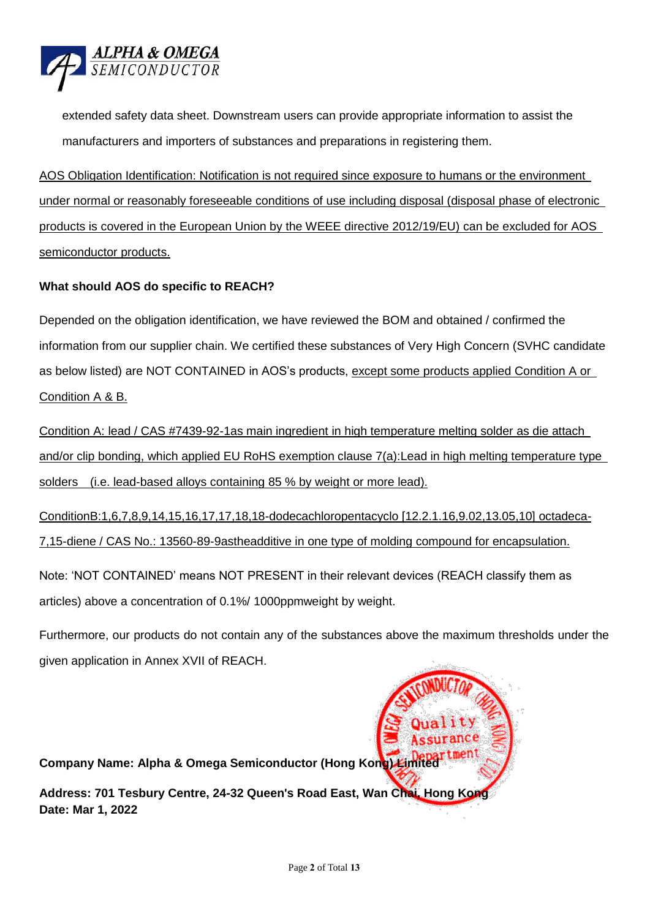extended safety data sheet. Downstream users can provide appropriate information to assist the manufacturers and importers of substances and preparations in registering them.

AOS Obligation Identification: Notification is not required since exposure to humans or the environment under normal or reasonably foreseeable conditions of use including disposal (disposal phase of electronic products is covered in the European Union by the WEEE directive 2012/19/EU) can be excluded for AOS semiconductor products.

**What should AOS do specific to REACH?**

Depended on the obligation identification, we have reviewed the BOM and obtained / confirmed the information from our supplier chain. We certified these substances of Very High Concern (SVHC candidate as below listed) are NOT CONTAINED in AOS's products, except some products applied Condition A or Condition A & B.

Condition A: lead / CAS #7439-92-1as main ingredient in high temperature melting solder as die attach and/or clip bonding, which applied EU RoHS exemption clause 7(a):Lead in high melting temperature type solders (i.e. lead-based alloys containing 85 % by weight or more lead).

ConditionB:1,6,7,8,9,14,15,16,17,17,18,18-dodecachloropentacyclo [12.2.1.16,9.02,13.05,10] octadeca-7,15-diene / CAS No.: 13560-89-9astheadditive in one type of molding compound for encapsulation.

Note: 'NOT CONTAINED' means NOT PRESENT in their relevant devices (REACH classify them as articles) above a concentration of 0.1%/ 1000ppmweight by weight.

Furthermore, our products do not contain any of the substances above the maximum thresholds under the given application in Annex XVII of REACH.

**Company Name: Alpha & Omega Semiconductor (Hong Kong) Limited**

**Address: 701 Tesbury Centre, 24-32 Queen's Road East, Wan Chai, Hong Kong**
**Date: Mar 1, 2022**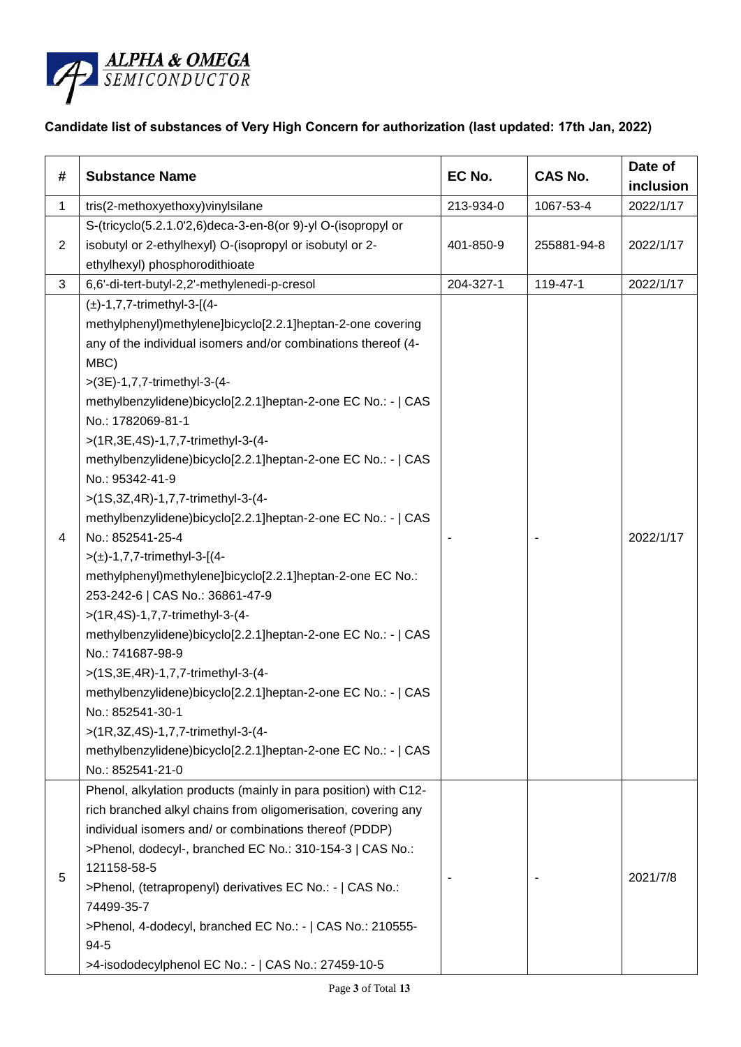**Candidate list of substances of Very High Concern for authorization (last updated: 17th Jan, 2022)**

| # | Substance Name | EC No. | CAS No. | Date of inclusion |
|---|---|---|---|---|
| 1 | tris(2-methoxyethoxy)vinylsilane | 213-934-0 | 1067-53-4 | 2022/1/17 |
| 2 | S-(tricyclo(5.2.1.0'2,6)deca-3-en-8(or 9)-yl O-(isopropyl or isobutyl or 2-ethylhexyl) O-(isopropyl or isobutyl or 2-ethylhexyl) phosphorodithioate | 401-850-9 | 255881-94-8 | 2022/1/17 |
| 3 | 6,6'-di-tert-butyl-2,2'-methylenedi-p-cresol | 204-327-1 | 119-47-1 | 2022/1/17 |
| 4 | (±)-1,7,7-trimethyl-3-[(4-methylphenyl)methylene]bicyclo[2.2.1]heptan-2-one covering any of the individual isomers and/or combinations thereof (4-MBC)<br>>(3E)-1,7,7-trimethyl-3-(4-methylbenzylidene)bicyclo[2.2.1]heptan-2-one EC No.: - \| CAS No.: 1782069-81-1<br>>(1R,3E,4S)-1,7,7-trimethyl-3-(4-methylbenzylidene)bicyclo[2.2.1]heptan-2-one EC No.: - \| CAS No.: 95342-41-9<br>>(1S,3Z,4R)-1,7,7-trimethyl-3-(4-methylbenzylidene)bicyclo[2.2.1]heptan-2-one EC No.: - \| CAS No.: 852541-25-4<br>>(±)-1,7,7-trimethyl-3-[(4-methylphenyl)methylene]bicyclo[2.2.1]heptan-2-one EC No.: 253-242-6 \| CAS No.: 36861-47-9<br>>(1R,4S)-1,7,7-trimethyl-3-(4-methylbenzylidene)bicyclo[2.2.1]heptan-2-one EC No.: - \| CAS No.: 741687-98-9<br>>(1S,3E,4R)-1,7,7-trimethyl-3-(4-methylbenzylidene)bicyclo[2.2.1]heptan-2-one EC No.: - \| CAS No.: 852541-30-1<br>>(1R,3Z,4S)-1,7,7-trimethyl-3-(4-methylbenzylidene)bicyclo[2.2.1]heptan-2-one EC No.: - \| CAS No.: 852541-21-0 | - | - | 2022/1/17 |
| 5 | Phenol, alkylation products (mainly in para position) with C12-rich branched alkyl chains from oligomerisation, covering any individual isomers and/ or combinations thereof (PDDP)<br>>Phenol, dodecyl-, branched EC No.: 310-154-3 \| CAS No.: 121158-58-5<br>>Phenol, (tetrapropenyl) derivatives EC No.: - \| CAS No.: 74499-35-7<br>>Phenol, 4-dodecyl, branched EC No.: - \| CAS No.: 210555-94-5<br>>4-isododecylphenol EC No.: - \| CAS No.: 27459-10-5 | - | - | 2021/7/8 |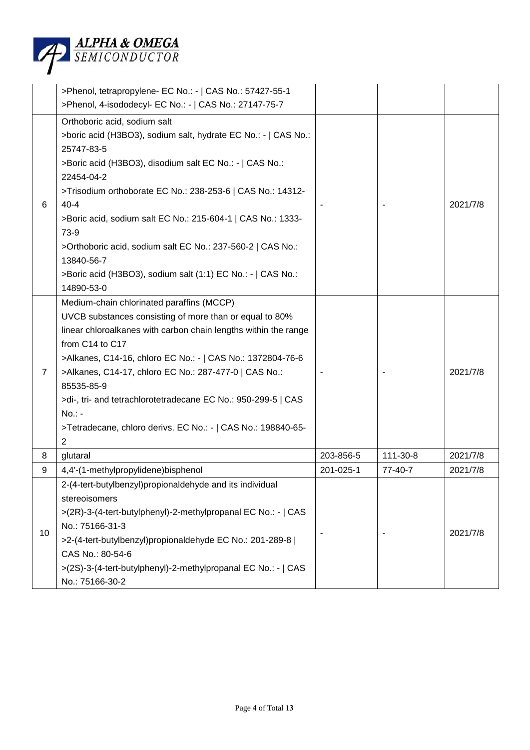| | | | | |
|---|---|---|---|---|
| | >Phenol, tetrapropylene- EC No.: - \| CAS No.: 57427-55-1<br>>Phenol, 4-isododecyl- EC No.: - \| CAS No.: 27147-75-7 | | | |
| 6 | Orthoboric acid, sodium salt<br>>boric acid (H3BO3), sodium salt, hydrate EC No.: - \| CAS No.: 25747-83-5<br>>Boric acid (H3BO3), disodium salt EC No.: - \| CAS No.: 22454-04-2<br>>Trisodium orthoborate EC No.: 238-253-6 \| CAS No.: 14312-40-4<br>>Boric acid, sodium salt EC No.: 215-604-1 \| CAS No.: 1333-73-9<br>>Orthoboric acid, sodium salt EC No.: 237-560-2 \| CAS No.: 13840-56-7<br>>Boric acid (H3BO3), sodium salt (1:1) EC No.: - \| CAS No.: 14890-53-0 | - | - | 2021/7/8 |
| 7 | Medium-chain chlorinated paraffins (MCCP)<br>UVCB substances consisting of more than or equal to 80% linear chloroalkanes with carbon chain lengths within the range from C14 to C17<br>>Alkanes, C14-16, chloro EC No.: - \| CAS No.: 1372804-76-6<br>>Alkanes, C14-17, chloro EC No.: 287-477-0 \| CAS No.: 85535-85-9<br>>di-, tri- and tetrachlorotetradecane EC No.: 950-299-5 \| CAS No.: -<br>>Tetradecane, chloro derivs. EC No.: - \| CAS No.: 198840-65-2 | - | - | 2021/7/8 |
| 8 | glutaral | 203-856-5 | 111-30-8 | 2021/7/8 |
| 9 | 4,4'-(1-methylpropylidene)bisphenol | 201-025-1 | 77-40-7 | 2021/7/8 |
| 10 | 2-(4-tert-butylbenzyl)propionaldehyde and its individual stereoisomers<br>>(2R)-3-(4-tert-butylphenyl)-2-methylpropanal EC No.: - \| CAS No.: 75166-31-3<br>>2-(4-tert-butylbenzyl)propionaldehyde EC No.: 201-289-8 \| CAS No.: 80-54-6<br>>(2S)-3-(4-tert-butylphenyl)-2-methylpropanal EC No.: - \| CAS No.: 75166-30-2 | - | - | 2021/7/8 |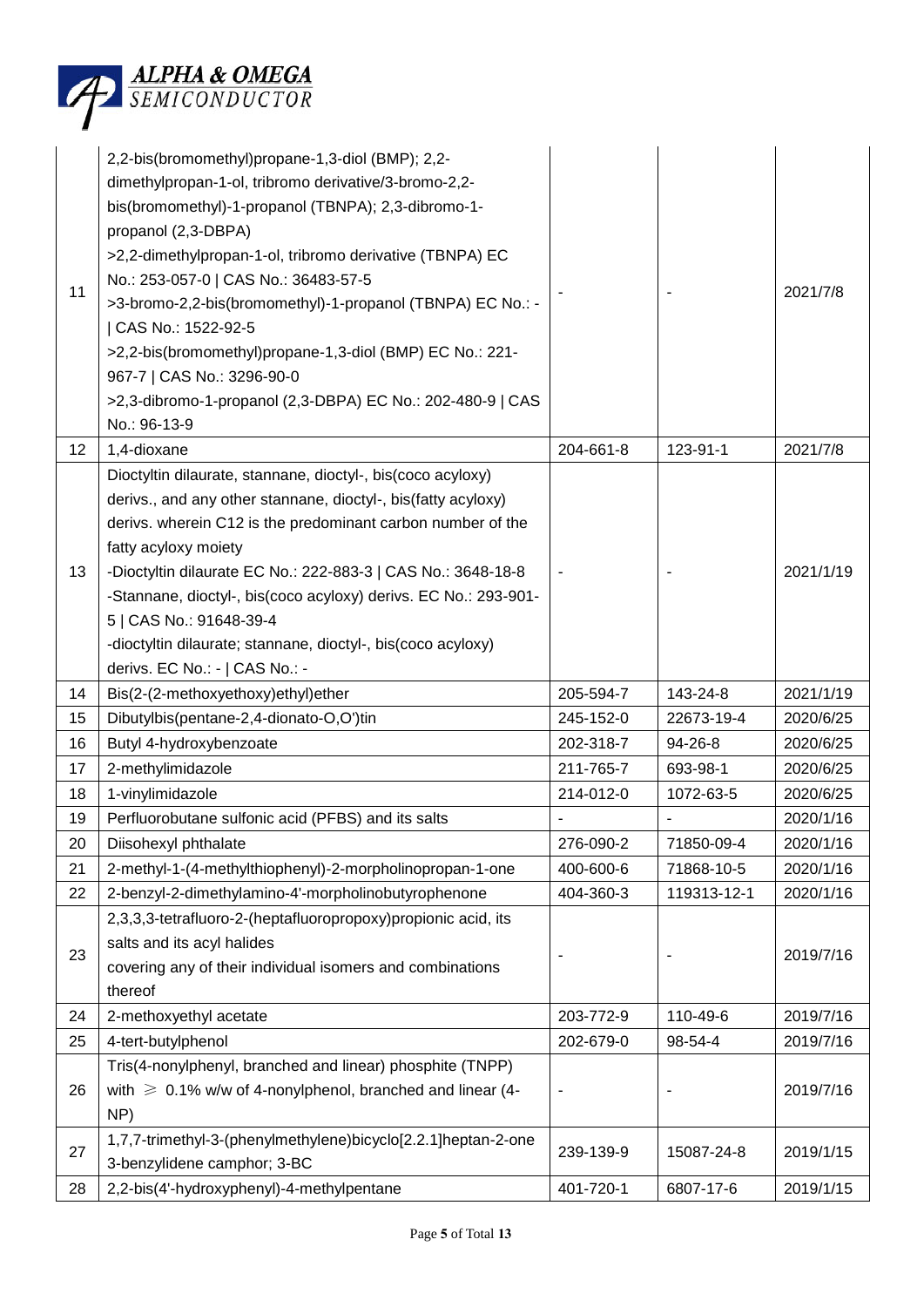| 11 | 2,2-bis(bromomethyl)propane-1,3-diol (BMP); 2,2-dimethylpropan-1-ol, tribromo derivative/3-bromo-2,2-bis(bromomethyl)-1-propanol (TBNPA); 2,3-dibromo-1-propanol (2,3-DBPA)<br>>2,2-dimethylpropan-1-ol, tribromo derivative (TBNPA) EC No.: 253-057-0 \| CAS No.: 36483-57-5<br>>3-bromo-2,2-bis(bromomethyl)-1-propanol (TBNPA) EC No.: - \| CAS No.: 1522-92-5<br>>2,2-bis(bromomethyl)propane-1,3-diol (BMP) EC No.: 221-967-7 \| CAS No.: 3296-90-0<br>>2,3-dibromo-1-propanol (2,3-DBPA) EC No.: 202-480-9 \| CAS No.: 96-13-9 | - | - | 2021/7/8 |
|---|---|---|---|---|
| 12 | 1,4-dioxane | 204-661-8 | 123-91-1 | 2021/7/8 |
| 13 | Dioctyltin dilaurate, stannane, dioctyl-, bis(coco acyloxy) derivs., and any other stannane, dioctyl-, bis(fatty acyloxy) derivs. wherein C12 is the predominant carbon number of the fatty acyloxy moiety<br>-Dioctyltin dilaurate EC No.: 222-883-3 \| CAS No.: 3648-18-8<br>-Stannane, dioctyl-, bis(coco acyloxy) derivs. EC No.: 293-901-5 \| CAS No.: 91648-39-4<br>-dioctyltin dilaurate; stannane, dioctyl-, bis(coco acyloxy) derivs. EC No.: - \| CAS No.: - | - | - | 2021/1/19 |
| 14 | Bis(2-(2-methoxyethoxy)ethyl)ether | 205-594-7 | 143-24-8 | 2021/1/19 |
| 15 | Dibutylbis(pentane-2,4-dionato-O,O')tin | 245-152-0 | 22673-19-4 | 2020/6/25 |
| 16 | Butyl 4-hydroxybenzoate | 202-318-7 | 94-26-8 | 2020/6/25 |
| 17 | 2-methylimidazole | 211-765-7 | 693-98-1 | 2020/6/25 |
| 18 | 1-vinylimidazole | 214-012-0 | 1072-63-5 | 2020/6/25 |
| 19 | Perfluorobutane sulfonic acid (PFBS) and its salts | - | - | 2020/1/16 |
| 20 | Diisohexyl phthalate | 276-090-2 | 71850-09-4 | 2020/1/16 |
| 21 | 2-methyl-1-(4-methylthiophenyl)-2-morpholinopropan-1-one | 400-600-6 | 71868-10-5 | 2020/1/16 |
| 22 | 2-benzyl-2-dimethylamino-4'-morpholinobutyrophenone | 404-360-3 | 119313-12-1 | 2020/1/16 |
| 23 | 2,3,3,3-tetrafluoro-2-(heptafluoropropoxy)propionic acid, its salts and its acyl halides covering any of their individual isomers and combinations thereof | - | - | 2019/7/16 |
| 24 | 2-methoxyethyl acetate | 203-772-9 | 110-49-6 | 2019/7/16 |
| 25 | 4-tert-butylphenol | 202-679-0 | 98-54-4 | 2019/7/16 |
| 26 | Tris(4-nonylphenyl, branched and linear) phosphite (TNPP) with ≥ 0.1% w/w of 4-nonylphenol, branched and linear (4-NP) | - | - | 2019/7/16 |
| 27 | 1,7,7-trimethyl-3-(phenylmethylene)bicyclo[2.2.1]heptan-2-one 3-benzylidene camphor; 3-BC | 239-139-9 | 15087-24-8 | 2019/1/15 |
| 28 | 2,2-bis(4'-hydroxyphenyl)-4-methylpentane | 401-720-1 | 6807-17-6 | 2019/1/15 |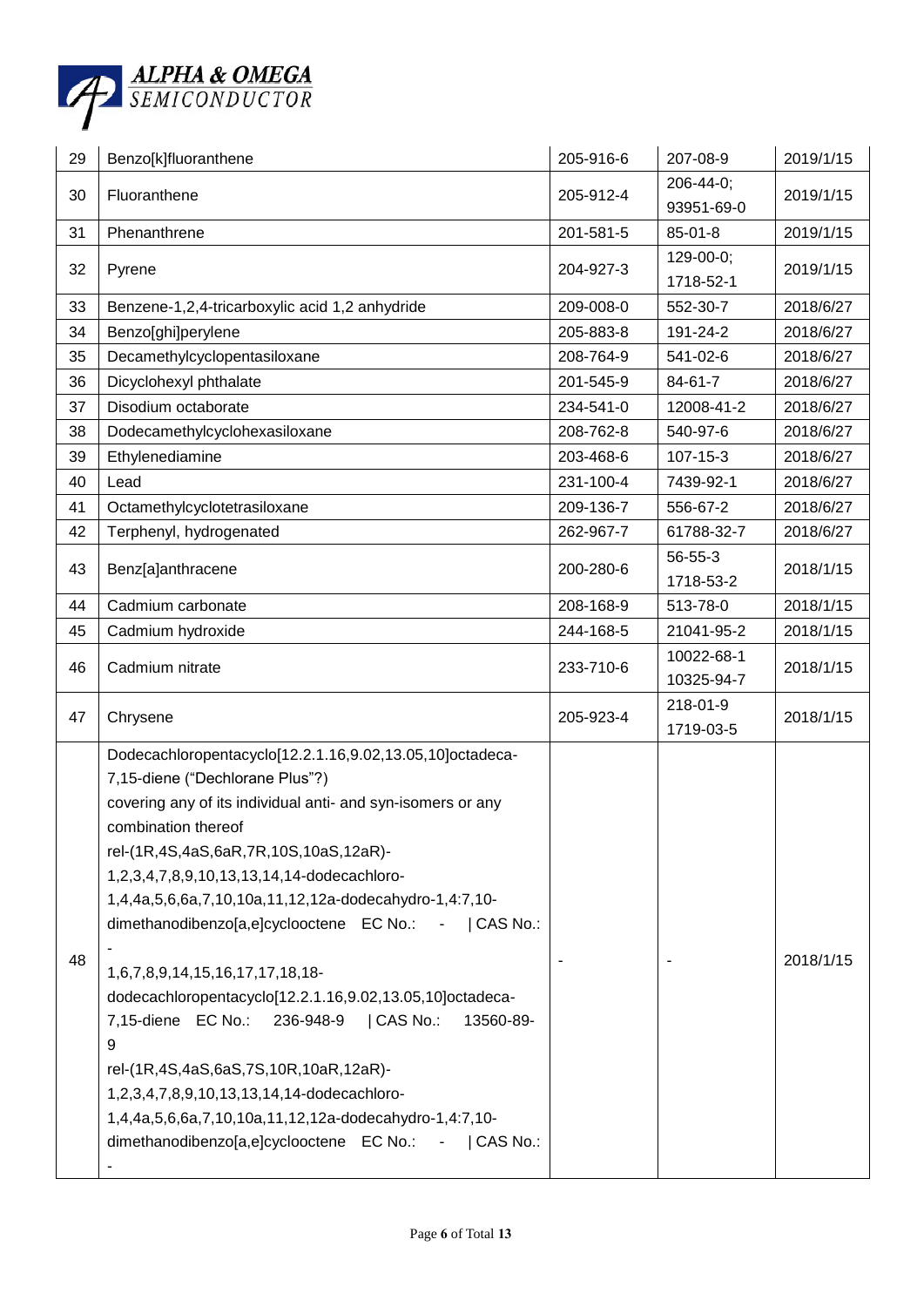| 29 | Benzo[k]fluoranthene | 205-916-6 | 207-08-9 | 2019/1/15 |
|---|---|---|---|---|
| 30 | Fluoranthene | 205-912-4 | 206-44-0;<br>93951-69-0 | 2019/1/15 |
| 31 | Phenanthrene | 201-581-5 | 85-01-8 | 2019/1/15 |
| 32 | Pyrene | 204-927-3 | 129-00-0;<br>1718-52-1 | 2019/1/15 |
| 33 | Benzene-1,2,4-tricarboxylic acid 1,2 anhydride | 209-008-0 | 552-30-7 | 2018/6/27 |
| 34 | Benzo[ghi]perylene | 205-883-8 | 191-24-2 | 2018/6/27 |
| 35 | Decamethylcyclopentasiloxane | 208-764-9 | 541-02-6 | 2018/6/27 |
| 36 | Dicyclohexyl phthalate | 201-545-9 | 84-61-7 | 2018/6/27 |
| 37 | Disodium octaborate | 234-541-0 | 12008-41-2 | 2018/6/27 |
| 38 | Dodecamethylcyclohexasiloxane | 208-762-8 | 540-97-6 | 2018/6/27 |
| 39 | Ethylenediamine | 203-468-6 | 107-15-3 | 2018/6/27 |
| 40 | Lead | 231-100-4 | 7439-92-1 | 2018/6/27 |
| 41 | Octamethylcyclotetrasiloxane | 209-136-7 | 556-67-2 | 2018/6/27 |
| 42 | Terphenyl, hydrogenated | 262-967-7 | 61788-32-7 | 2018/6/27 |
| 43 | Benz[a]anthracene | 200-280-6 | 56-55-3<br>1718-53-2 | 2018/1/15 |
| 44 | Cadmium carbonate | 208-168-9 | 513-78-0 | 2018/1/15 |
| 45 | Cadmium hydroxide | 244-168-5 | 21041-95-2 | 2018/1/15 |
| 46 | Cadmium nitrate | 233-710-6 | 10022-68-1<br>10325-94-7 | 2018/1/15 |
| 47 | Chrysene | 205-923-4 | 218-01-9<br>1719-03-5 | 2018/1/15 |
| 48 | Dodecachloropentacyclo[12.2.1.16,9.02,13.05,10]octadeca-7,15-diene ("Dechlorane Plus"?)<br>covering any of its individual anti- and syn-isomers or any combination thereof<br>rel-(1R,4S,4aS,6aR,7R,10S,10aS,12aR)-1,2,3,4,7,8,9,10,13,13,14,14-dodecachloro-1,4,4a,5,6,6a,7,10,10a,11,12,12a-dodecahydro-1,4:7,10-dimethanodibenzo[a,e]cyclooctene EC No.: - \| CAS No.: -<br>1,6,7,8,9,14,15,16,17,17,18,18-dodecachloropentacyclo[12.2.1.16,9.02,13.05,10]octadeca-7,15-diene EC No.: 236-948-9 \| CAS No.: 13560-89-9<br>rel-(1R,4S,4aS,6aS,7S,10R,10aR,12aR)-1,2,3,4,7,8,9,10,13,13,14,14-dodecachloro-1,4,4a,5,6,6a,7,10,10a,11,12,12a-dodecahydro-1,4:7,10-dimethanodibenzo[a,e]cyclooctene EC No.: - \| CAS No.: - | - | - | 2018/1/15 |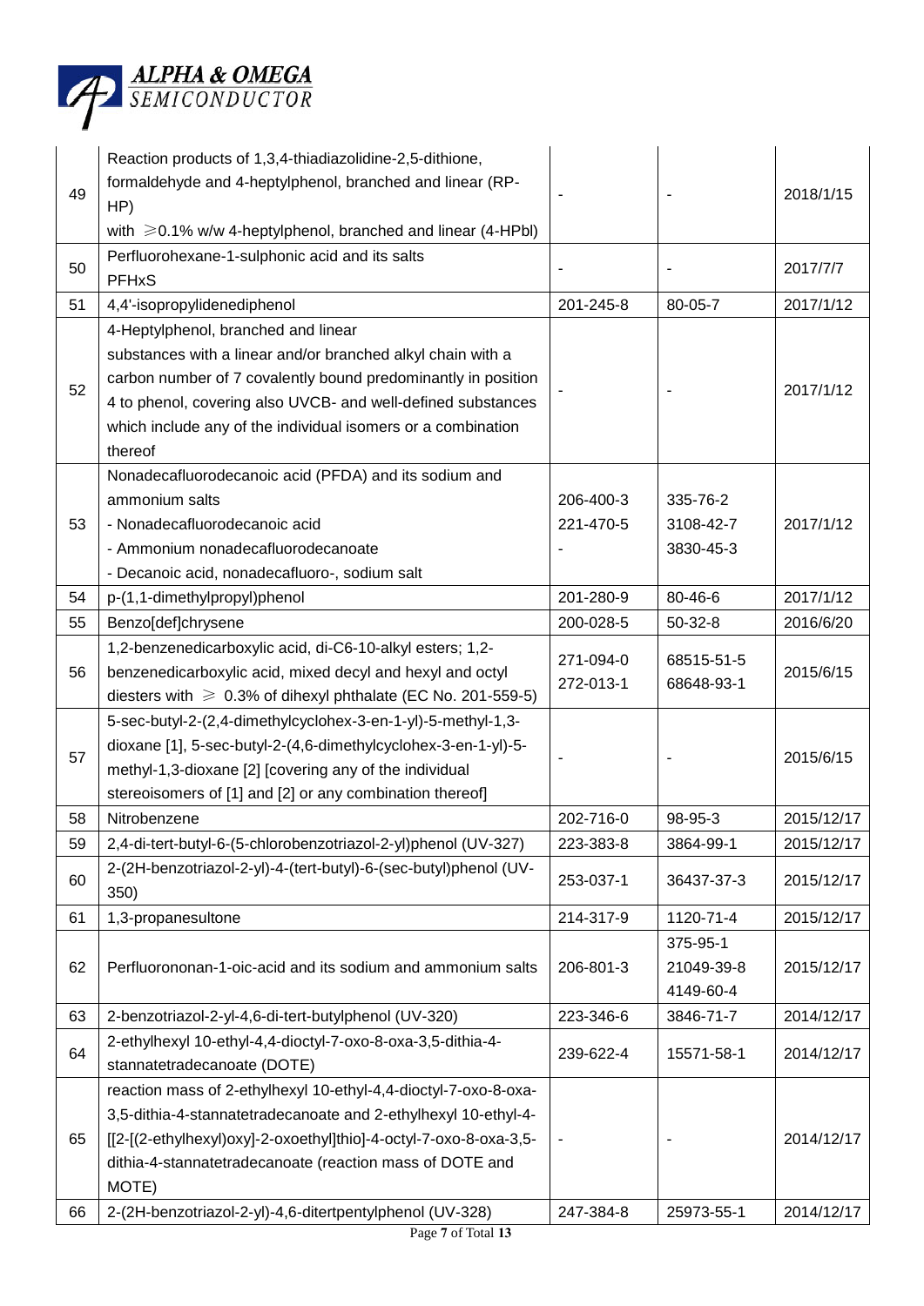| 49 | Reaction products of 1,3,4-thiadiazolidine-2,5-dithione, formaldehyde and 4-heptylphenol, branched and linear (RP-HP) with ≥0.1% w/w 4-heptylphenol, branched and linear (4-HPbl) | - | - | 2018/1/15 |
|---|---|---|---|---|
| 50 | Perfluorohexane-1-sulphonic acid and its salts PFHxS | - | - | 2017/7/7 |
| 51 | 4,4'-isopropylidenediphenol | 201-245-8 | 80-05-7 | 2017/1/12 |
| 52 | 4-Heptylphenol, branched and linear substances with a linear and/or branched alkyl chain with a carbon number of 7 covalently bound predominantly in position 4 to phenol, covering also UVCB- and well-defined substances which include any of the individual isomers or a combination thereof | - | - | 2017/1/12 |
| 53 | Nonadecafluorodecanoic acid (PFDA) and its sodium and ammonium salts<br>- Nonadecafluorodecanoic acid<br>- Ammonium nonadecafluorodecanoate<br>- Decanoic acid, nonadecafluoro-, sodium salt | 206-400-3<br>221-470-5<br>- | 335-76-2<br>3108-42-7<br>3830-45-3 | 2017/1/12 |
| 54 | p-(1,1-dimethylpropyl)phenol | 201-280-9 | 80-46-6 | 2017/1/12 |
| 55 | Benzo[def]chrysene | 200-028-5 | 50-32-8 | 2016/6/20 |
| 56 | 1,2-benzenedicarboxylic acid, di-C6-10-alkyl esters; 1,2-benzenedicarboxylic acid, mixed decyl and hexyl and octyl diesters with ≥ 0.3% of dihexyl phthalate (EC No. 201-559-5) | 271-094-0<br>272-013-1 | 68515-51-5<br>68648-93-1 | 2015/6/15 |
| 57 | 5-sec-butyl-2-(2,4-dimethylcyclohex-3-en-1-yl)-5-methyl-1,3-dioxane [1], 5-sec-butyl-2-(4,6-dimethylcyclohex-3-en-1-yl)-5-methyl-1,3-dioxane [2] [covering any of the individual stereoisomers of [1] and [2] or any combination thereof] | - | - | 2015/6/15 |
| 58 | Nitrobenzene | 202-716-0 | 98-95-3 | 2015/12/17 |
| 59 | 2,4-di-tert-butyl-6-(5-chlorobenzotriazol-2-yl)phenol (UV-327) | 223-383-8 | 3864-99-1 | 2015/12/17 |
| 60 | 2-(2H-benzotriazol-2-yl)-4-(tert-butyl)-6-(sec-butyl)phenol (UV-350) | 253-037-1 | 36437-37-3 | 2015/12/17 |
| 61 | 1,3-propanesultone | 214-317-9 | 1120-71-4 | 2015/12/17 |
| 62 | Perfluorononan-1-oic-acid and its sodium and ammonium salts | 206-801-3 | 375-95-1<br>21049-39-8<br>4149-60-4 | 2015/12/17 |
| 63 | 2-benzotriazol-2-yl-4,6-di-tert-butylphenol (UV-320) | 223-346-6 | 3846-71-7 | 2014/12/17 |
| 64 | 2-ethylhexyl 10-ethyl-4,4-dioctyl-7-oxo-8-oxa-3,5-dithia-4-stannatetradecanoate (DOTE) | 239-622-4 | 15571-58-1 | 2014/12/17 |
| 65 | reaction mass of 2-ethylhexyl 10-ethyl-4,4-dioctyl-7-oxo-8-oxa-3,5-dithia-4-stannatetradecanoate and 2-ethylhexyl 10-ethyl-4-[[2-[(2-ethylhexyl)oxy]-2-oxoethyl]thio]-4-octyl-7-oxo-8-oxa-3,5-dithia-4-stannatetradecanoate (reaction mass of DOTE and MOTE) | - | - | 2014/12/17 |
| 66 | 2-(2H-benzotriazol-2-yl)-4,6-ditertpentylphenol (UV-328) | 247-384-8 | 25973-55-1 | 2014/12/17 |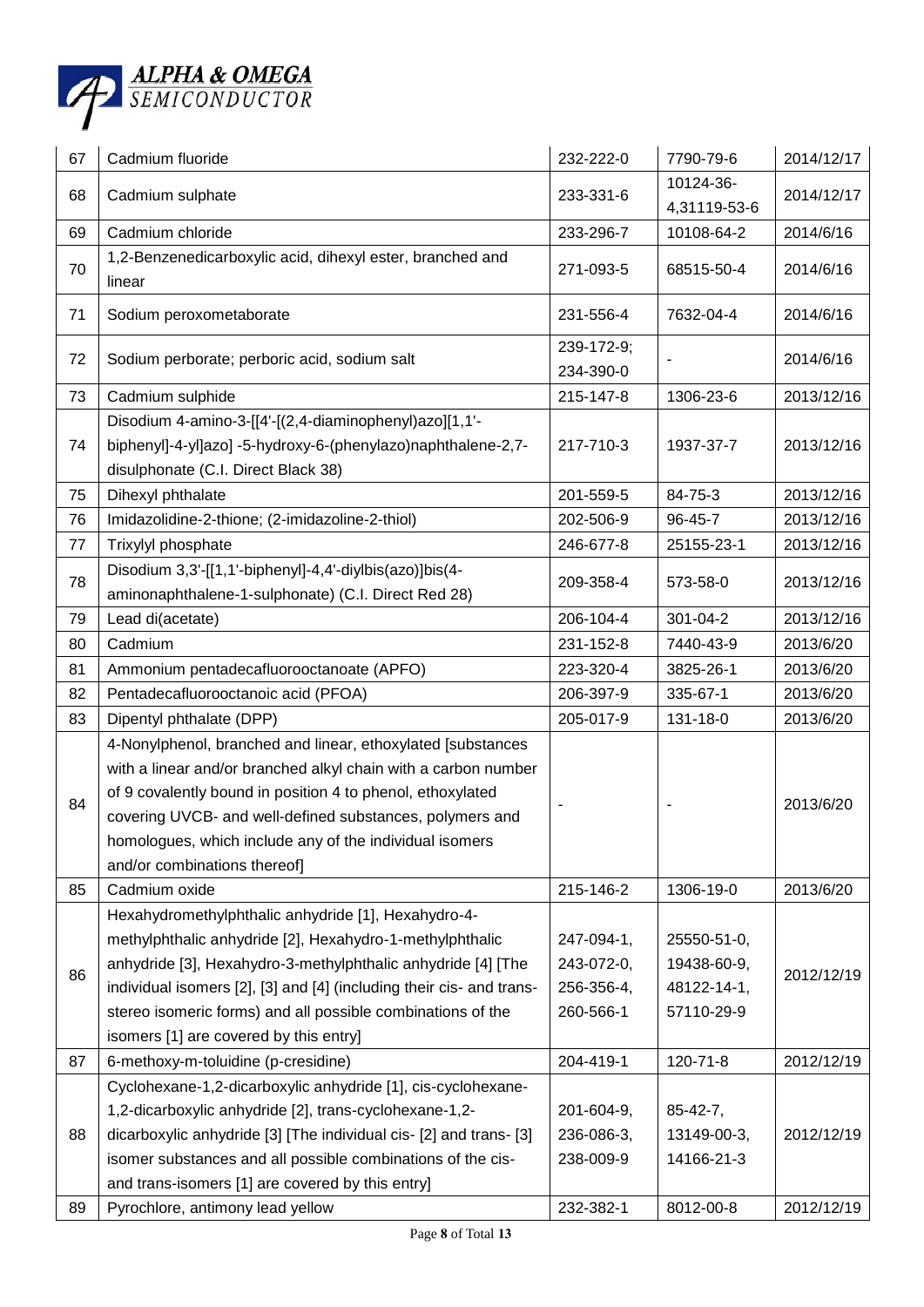| 67 | Cadmium fluoride | 232-222-0 | 7790-79-6 | 2014/12/17 |
|---|---|---|---|---|
| 68 | Cadmium sulphate | 233-331-6 | 10124-36-4,31119-53-6 | 2014/12/17 |
| 69 | Cadmium chloride | 233-296-7 | 10108-64-2 | 2014/6/16 |
| 70 | 1,2-Benzenedicarboxylic acid, dihexyl ester, branched and linear | 271-093-5 | 68515-50-4 | 2014/6/16 |
| 71 | Sodium peroxometaborate | 231-556-4 | 7632-04-4 | 2014/6/16 |
| 72 | Sodium perborate; perboric acid, sodium salt | 239-172-9; 234-390-0 | - | 2014/6/16 |
| 73 | Cadmium sulphide | 215-147-8 | 1306-23-6 | 2013/12/16 |
| 74 | Disodium 4-amino-3-[[4'-[(2,4-diaminophenyl)azo][1,1'-biphenyl]-4-yl]azo] -5-hydroxy-6-(phenylazo)naphthalene-2,7-disulphonate (C.I. Direct Black 38) | 217-710-3 | 1937-37-7 | 2013/12/16 |
| 75 | Dihexyl phthalate | 201-559-5 | 84-75-3 | 2013/12/16 |
| 76 | Imidazolidine-2-thione; (2-imidazoline-2-thiol) | 202-506-9 | 96-45-7 | 2013/12/16 |
| 77 | Trixylyl phosphate | 246-677-8 | 25155-23-1 | 2013/12/16 |
| 78 | Disodium 3,3'-[[1,1'-biphenyl]-4,4'-diylbis(azo)]bis(4-aminonaphthalene-1-sulphonate) (C.I. Direct Red 28) | 209-358-4 | 573-58-0 | 2013/12/16 |
| 79 | Lead di(acetate) | 206-104-4 | 301-04-2 | 2013/12/16 |
| 80 | Cadmium | 231-152-8 | 7440-43-9 | 2013/6/20 |
| 81 | Ammonium pentadecafluorooctanoate (APFO) | 223-320-4 | 3825-26-1 | 2013/6/20 |
| 82 | Pentadecafluorooctanoic acid (PFOA) | 206-397-9 | 335-67-1 | 2013/6/20 |
| 83 | Dipentyl phthalate (DPP) | 205-017-9 | 131-18-0 | 2013/6/20 |
| 84 | 4-Nonylphenol, branched and linear, ethoxylated [substances with a linear and/or branched alkyl chain with a carbon number of 9 covalently bound in position 4 to phenol, ethoxylated covering UVCB- and well-defined substances, polymers and homologues, which include any of the individual isomers and/or combinations thereof] | - | - | 2013/6/20 |
| 85 | Cadmium oxide | 215-146-2 | 1306-19-0 | 2013/6/20 |
| 86 | Hexahydromethylphthalic anhydride [1], Hexahydro-4-methylphthalic anhydride [2], Hexahydro-1-methylphthalic anhydride [3], Hexahydro-3-methylphthalic anhydride [4] [The individual isomers [2], [3] and [4] (including their cis- and trans- stereo isomeric forms) and all possible combinations of the isomers [1] are covered by this entry] | 247-094-1, 243-072-0, 256-356-4, 260-566-1 | 25550-51-0, 19438-60-9, 48122-14-1, 57110-29-9 | 2012/12/19 |
| 87 | 6-methoxy-m-toluidine (p-cresidine) | 204-419-1 | 120-71-8 | 2012/12/19 |
| 88 | Cyclohexane-1,2-dicarboxylic anhydride [1], cis-cyclohexane-1,2-dicarboxylic anhydride [2], trans-cyclohexane-1,2-dicarboxylic anhydride [3] [The individual cis- [2] and trans- [3] isomer substances and all possible combinations of the cis- and trans-isomers [1] are covered by this entry] | 201-604-9, 236-086-3, 238-009-9 | 85-42-7, 13149-00-3, 14166-21-3 | 2012/12/19 |
| 89 | Pyrochlore, antimony lead yellow | 232-382-1 | 8012-00-8 | 2012/12/19 |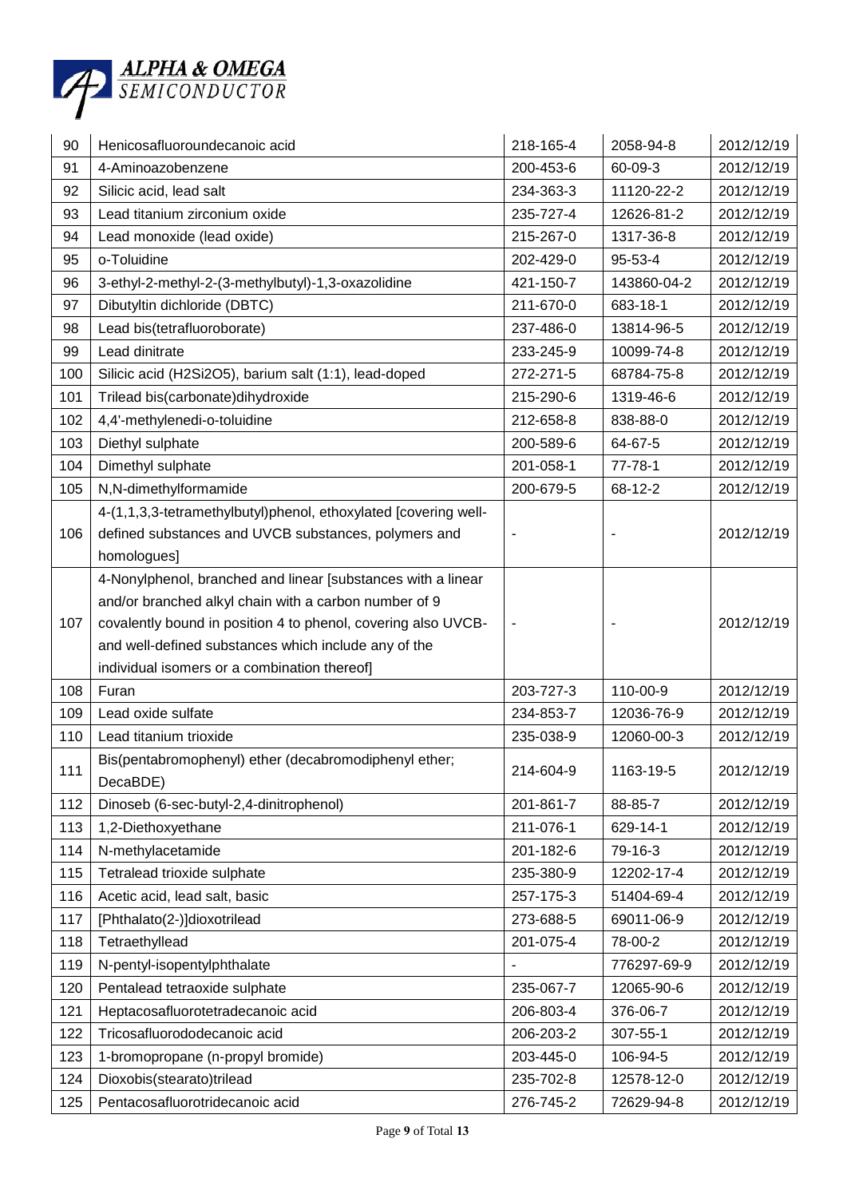| 90 | Henicosafluoroundecanoic acid | 218-165-4 | 2058-94-8 | 2012/12/19 |
|---|---|---|---|---|
| 91 | 4-Aminoazobenzene | 200-453-6 | 60-09-3 | 2012/12/19 |
| 92 | Silicic acid, lead salt | 234-363-3 | 11120-22-2 | 2012/12/19 |
| 93 | Lead titanium zirconium oxide | 235-727-4 | 12626-81-2 | 2012/12/19 |
| 94 | Lead monoxide (lead oxide) | 215-267-0 | 1317-36-8 | 2012/12/19 |
| 95 | o-Toluidine | 202-429-0 | 95-53-4 | 2012/12/19 |
| 96 | 3-ethyl-2-methyl-2-(3-methylbutyl)-1,3-oxazolidine | 421-150-7 | 143860-04-2 | 2012/12/19 |
| 97 | Dibutyltin dichloride (DBTC) | 211-670-0 | 683-18-1 | 2012/12/19 |
| 98 | Lead bis(tetrafluoroborate) | 237-486-0 | 13814-96-5 | 2012/12/19 |
| 99 | Lead dinitrate | 233-245-9 | 10099-74-8 | 2012/12/19 |
| 100 | Silicic acid ($H_2Si_2O_5$), barium salt (1:1), lead-doped | 272-271-5 | 68784-75-8 | 2012/12/19 |
| 101 | Trilead bis(carbonate)dihydroxide | 215-290-6 | 1319-46-6 | 2012/12/19 |
| 102 | 4,4'-methylenedi-o-toluidine | 212-658-8 | 838-88-0 | 2012/12/19 |
| 103 | Diethyl sulphate | 200-589-6 | 64-67-5 | 2012/12/19 |
| 104 | Dimethyl sulphate | 201-058-1 | 77-78-1 | 2012/12/19 |
| 105 | N,N-dimethylformamide | 200-679-5 | 68-12-2 | 2012/12/19 |
| 106 | 4-(1,1,3,3-tetramethylbutyl)phenol, ethoxylated [covering well-defined substances and UVCB substances, polymers and homologues] | - | - | 2012/12/19 |
| 107 | 4-Nonylphenol, branched and linear [substances with a linear and/or branched alkyl chain with a carbon number of 9 covalently bound in position 4 to phenol, covering also UVCB- and well-defined substances which include any of the individual isomers or a combination thereof] | - | - | 2012/12/19 |
| 108 | Furan | 203-727-3 | 110-00-9 | 2012/12/19 |
| 109 | Lead oxide sulfate | 234-853-7 | 12036-76-9 | 2012/12/19 |
| 110 | Lead titanium trioxide | 235-038-9 | 12060-00-3 | 2012/12/19 |
| 111 | Bis(pentabromophenyl) ether (decabromodiphenyl ether; DecaBDE) | 214-604-9 | 1163-19-5 | 2012/12/19 |
| 112 | Dinoseb (6-sec-butyl-2,4-dinitrophenol) | 201-861-7 | 88-85-7 | 2012/12/19 |
| 113 | 1,2-Diethoxyethane | 211-076-1 | 629-14-1 | 2012/12/19 |
| 114 | N-methylacetamide | 201-182-6 | 79-16-3 | 2012/12/19 |
| 115 | Tetralead trioxide sulphate | 235-380-9 | 12202-17-4 | 2012/12/19 |
| 116 | Acetic acid, lead salt, basic | 257-175-3 | 51404-69-4 | 2012/12/19 |
| 117 | [Phthalato(2-)]dioxotrilead | 273-688-5 | 69011-06-9 | 2012/12/19 |
| 118 | Tetraethyllead | 201-075-4 | 78-00-2 | 2012/12/19 |
| 119 | N-pentyl-isopentylphthalate | - | 776297-69-9 | 2012/12/19 |
| 120 | Pentalead tetraoxide sulphate | 235-067-7 | 12065-90-6 | 2012/12/19 |
| 121 | Heptacosafluorotetradecanoic acid | 206-803-4 | 376-06-7 | 2012/12/19 |
| 122 | Tricosafluorododecanoic acid | 206-203-2 | 307-55-1 | 2012/12/19 |
| 123 | 1-bromopropane (n-propyl bromide) | 203-445-0 | 106-94-5 | 2012/12/19 |
| 124 | Dioxobis(stearato)trilead | 235-702-8 | 12578-12-0 | 2012/12/19 |
| 125 | Pentacosafluorotridecanoic acid | 276-745-2 | 72629-94-8 | 2012/12/19 |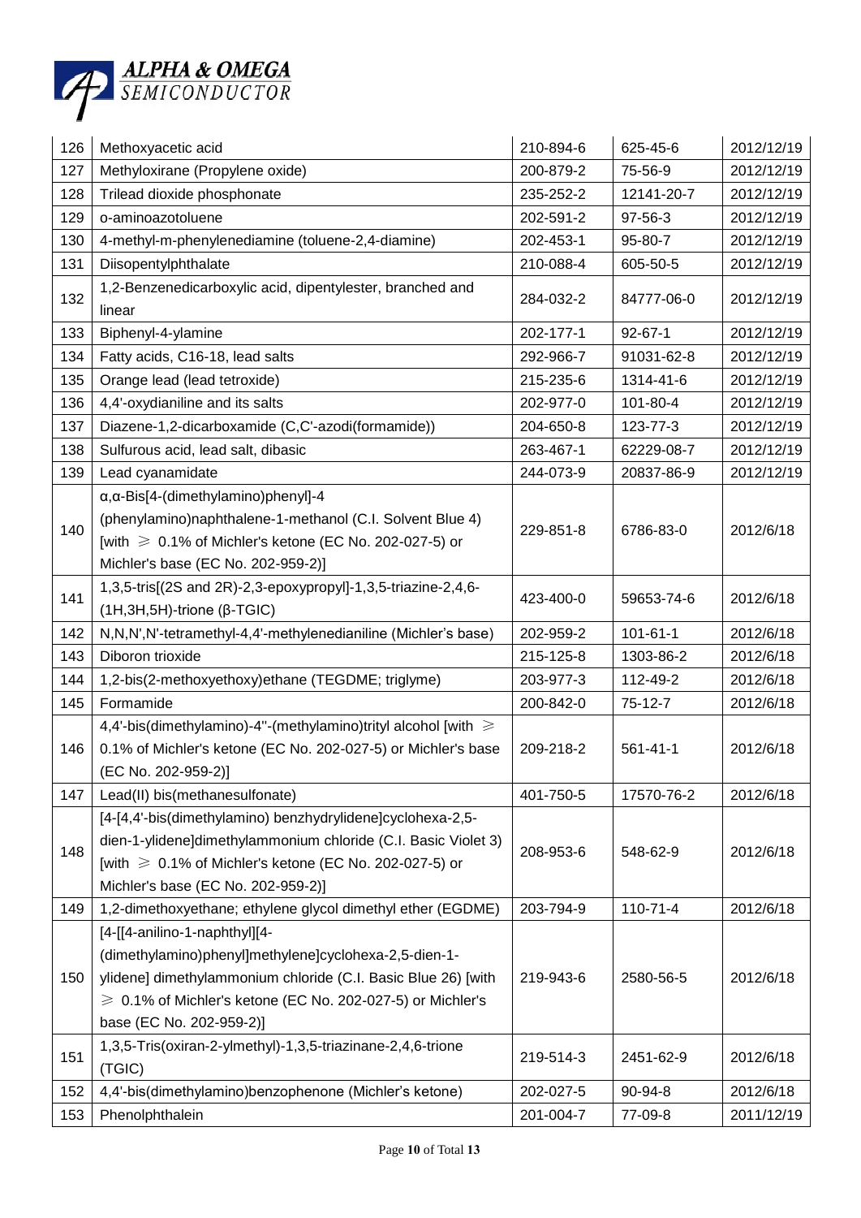| 126 | Methoxyacetic acid | 210-894-6 | 625-45-6 | 2012/12/19 |
|---|---|---|---|---|
| 127 | Methyloxirane (Propylene oxide) | 200-879-2 | 75-56-9 | 2012/12/19 |
| 128 | Trilead dioxide phosphonate | 235-252-2 | 12141-20-7 | 2012/12/19 |
| 129 | o-aminoazotoluene | 202-591-2 | 97-56-3 | 2012/12/19 |
| 130 | 4-methyl-m-phenylenediamine (toluene-2,4-diamine) | 202-453-1 | 95-80-7 | 2012/12/19 |
| 131 | Diisopentylphthalate | 210-088-4 | 605-50-5 | 2012/12/19 |
| 132 | 1,2-Benzenedicarboxylic acid, dipentylester, branched and linear | 284-032-2 | 84777-06-0 | 2012/12/19 |
| 133 | Biphenyl-4-ylamine | 202-177-1 | 92-67-1 | 2012/12/19 |
| 134 | Fatty acids, C16-18, lead salts | 292-966-7 | 91031-62-8 | 2012/12/19 |
| 135 | Orange lead (lead tetroxide) | 215-235-6 | 1314-41-6 | 2012/12/19 |
| 136 | 4,4'-oxydianiline and its salts | 202-977-0 | 101-80-4 | 2012/12/19 |
| 137 | Diazene-1,2-dicarboxamide (C,C'-azodi(formamide)) | 204-650-8 | 123-77-3 | 2012/12/19 |
| 138 | Sulfurous acid, lead salt, dibasic | 263-467-1 | 62229-08-7 | 2012/12/19 |
| 139 | Lead cyanamidate | 244-073-9 | 20837-86-9 | 2012/12/19 |
| 140 | α,α-Bis[4-(dimethylamino)phenyl]-4 (phenylamino)naphthalene-1-methanol (C.I. Solvent Blue 4) [with ≥ 0.1% of Michler's ketone (EC No. 202-027-5) or Michler's base (EC No. 202-959-2)] | 229-851-8 | 6786-83-0 | 2012/6/18 |
| 141 | 1,3,5-tris[(2S and 2R)-2,3-epoxypropyl]-1,3,5-triazine-2,4,6-(1H,3H,5H)-trione (β-TGIC) | 423-400-0 | 59653-74-6 | 2012/6/18 |
| 142 | N,N,N',N'-tetramethyl-4,4'-methylenedianiline (Michler's base) | 202-959-2 | 101-61-1 | 2012/6/18 |
| 143 | Diboron trioxide | 215-125-8 | 1303-86-2 | 2012/6/18 |
| 144 | 1,2-bis(2-methoxyethoxy)ethane (TEGDME; triglyme) | 203-977-3 | 112-49-2 | 2012/6/18 |
| 145 | Formamide | 200-842-0 | 75-12-7 | 2012/6/18 |
| 146 | 4,4'-bis(dimethylamino)-4''-(methylamino)trityl alcohol [with ≥ 0.1% of Michler's ketone (EC No. 202-027-5) or Michler's base (EC No. 202-959-2)] | 209-218-2 | 561-41-1 | 2012/6/18 |
| 147 | Lead(II) bis(methanesulfonate) | 401-750-5 | 17570-76-2 | 2012/6/18 |
| 148 | [4-[4,4'-bis(dimethylamino) benzhydrylidene]cyclohexa-2,5-dien-1-ylidene]dimethylammonium chloride (C.I. Basic Violet 3) [with ≥ 0.1% of Michler's ketone (EC No. 202-027-5) or Michler's base (EC No. 202-959-2)] | 208-953-6 | 548-62-9 | 2012/6/18 |
| 149 | 1,2-dimethoxyethane; ethylene glycol dimethyl ether (EGDME) | 203-794-9 | 110-71-4 | 2012/6/18 |
| 150 | [4-[[4-anilino-1-naphthyl][4-(dimethylamino)phenyl]methylene]cyclohexa-2,5-dien-1-ylidene] dimethylammonium chloride (C.I. Basic Blue 26) [with ≥ 0.1% of Michler's ketone (EC No. 202-027-5) or Michler's base (EC No. 202-959-2)] | 219-943-6 | 2580-56-5 | 2012/6/18 |
| 151 | 1,3,5-Tris(oxiran-2-ylmethyl)-1,3,5-triazinane-2,4,6-trione (TGIC) | 219-514-3 | 2451-62-9 | 2012/6/18 |
| 152 | 4,4'-bis(dimethylamino)benzophenone (Michler's ketone) | 202-027-5 | 90-94-8 | 2012/6/18 |
| 153 | Phenolphthalein | 201-004-7 | 77-09-8 | 2011/12/19 |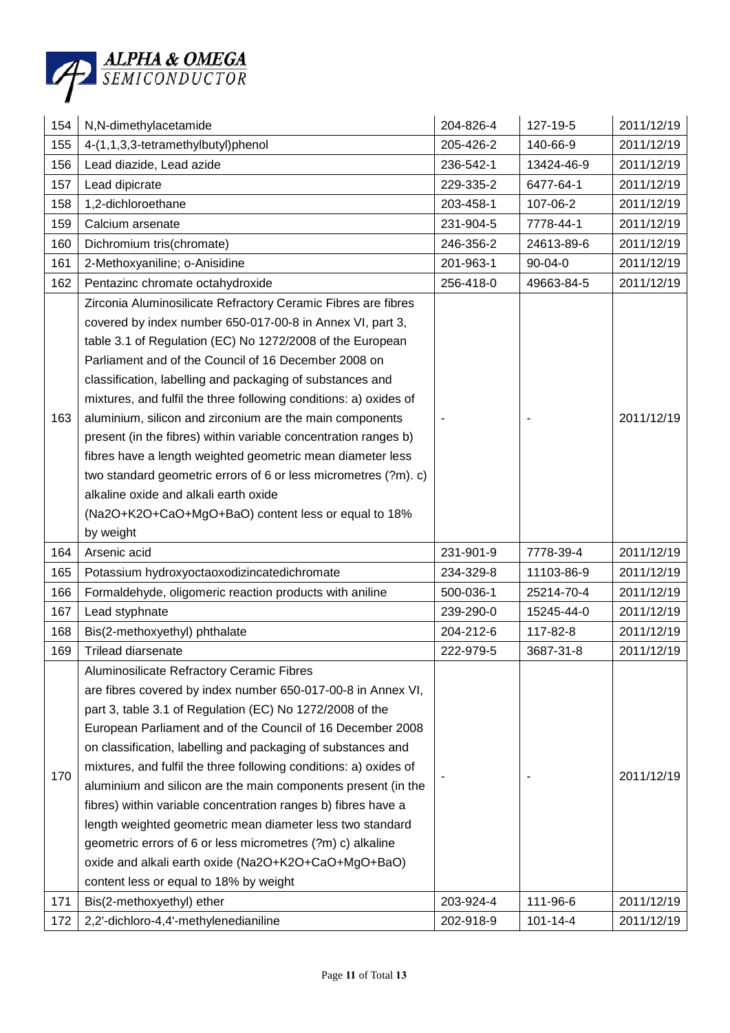| 154 | N,N-dimethylacetamide | 204-826-4 | 127-19-5 | 2011/12/19 |
|---|---|---|---|---|
| 155 | 4-(1,1,3,3-tetramethylbutyl)phenol | 205-426-2 | 140-66-9 | 2011/12/19 |
| 156 | Lead diazide, Lead azide | 236-542-1 | 13424-46-9 | 2011/12/19 |
| 157 | Lead dipicrate | 229-335-2 | 6477-64-1 | 2011/12/19 |
| 158 | 1,2-dichloroethane | 203-458-1 | 107-06-2 | 2011/12/19 |
| 159 | Calcium arsenate | 231-904-5 | 7778-44-1 | 2011/12/19 |
| 160 | Dichromium tris(chromate) | 246-356-2 | 24613-89-6 | 2011/12/19 |
| 161 | 2-Methoxyaniline; o-Anisidine | 201-963-1 | 90-04-0 | 2011/12/19 |
| 162 | Pentazinc chromate octahydroxide | 256-418-0 | 49663-84-5 | 2011/12/19 |
| 163 | Zirconia Aluminosilicate Refractory Ceramic Fibres are fibres covered by index number 650-017-00-8 in Annex VI, part 3, table 3.1 of Regulation (EC) No 1272/2008 of the European Parliament and of the Council of 16 December 2008 on classification, labelling and packaging of substances and mixtures, and fulfil the three following conditions: a) oxides of aluminium, silicon and zirconium are the main components present (in the fibres) within variable concentration ranges b) fibres have a length weighted geometric mean diameter less two standard geometric errors of 6 or less micrometres (?m). c) alkaline oxide and alkali earth oxide ($Na_2O$+$K_2O$+CaO+MgO+BaO) content less or equal to 18% by weight | - | - | 2011/12/19 |
| 164 | Arsenic acid | 231-901-9 | 7778-39-4 | 2011/12/19 |
| 165 | Potassium hydroxyoctaoxodizincatedichromate | 234-329-8 | 11103-86-9 | 2011/12/19 |
| 166 | Formaldehyde, oligomeric reaction products with aniline | 500-036-1 | 25214-70-4 | 2011/12/19 |
| 167 | Lead styphnate | 239-290-0 | 15245-44-0 | 2011/12/19 |
| 168 | Bis(2-methoxyethyl) phthalate | 204-212-6 | 117-82-8 | 2011/12/19 |
| 169 | Trilead diarsenate | 222-979-5 | 3687-31-8 | 2011/12/19 |
| 170 | Aluminosilicate Refractory Ceramic Fibres are fibres covered by index number 650-017-00-8 in Annex VI, part 3, table 3.1 of Regulation (EC) No 1272/2008 of the European Parliament and of the Council of 16 December 2008 on classification, labelling and packaging of substances and mixtures, and fulfil the three following conditions: a) oxides of aluminium and silicon are the main components present (in the fibres) within variable concentration ranges b) fibres have a length weighted geometric mean diameter less two standard geometric errors of 6 or less micrometres (?m) c) alkaline oxide and alkali earth oxide ($Na_2O$+$K_2O$+CaO+MgO+BaO) content less or equal to 18% by weight | - | - | 2011/12/19 |
| 171 | Bis(2-methoxyethyl) ether | 203-924-4 | 111-96-6 | 2011/12/19 |
| 172 | 2,2'-dichloro-4,4'-methylenedianiline | 202-918-9 | 101-14-4 | 2011/12/19 |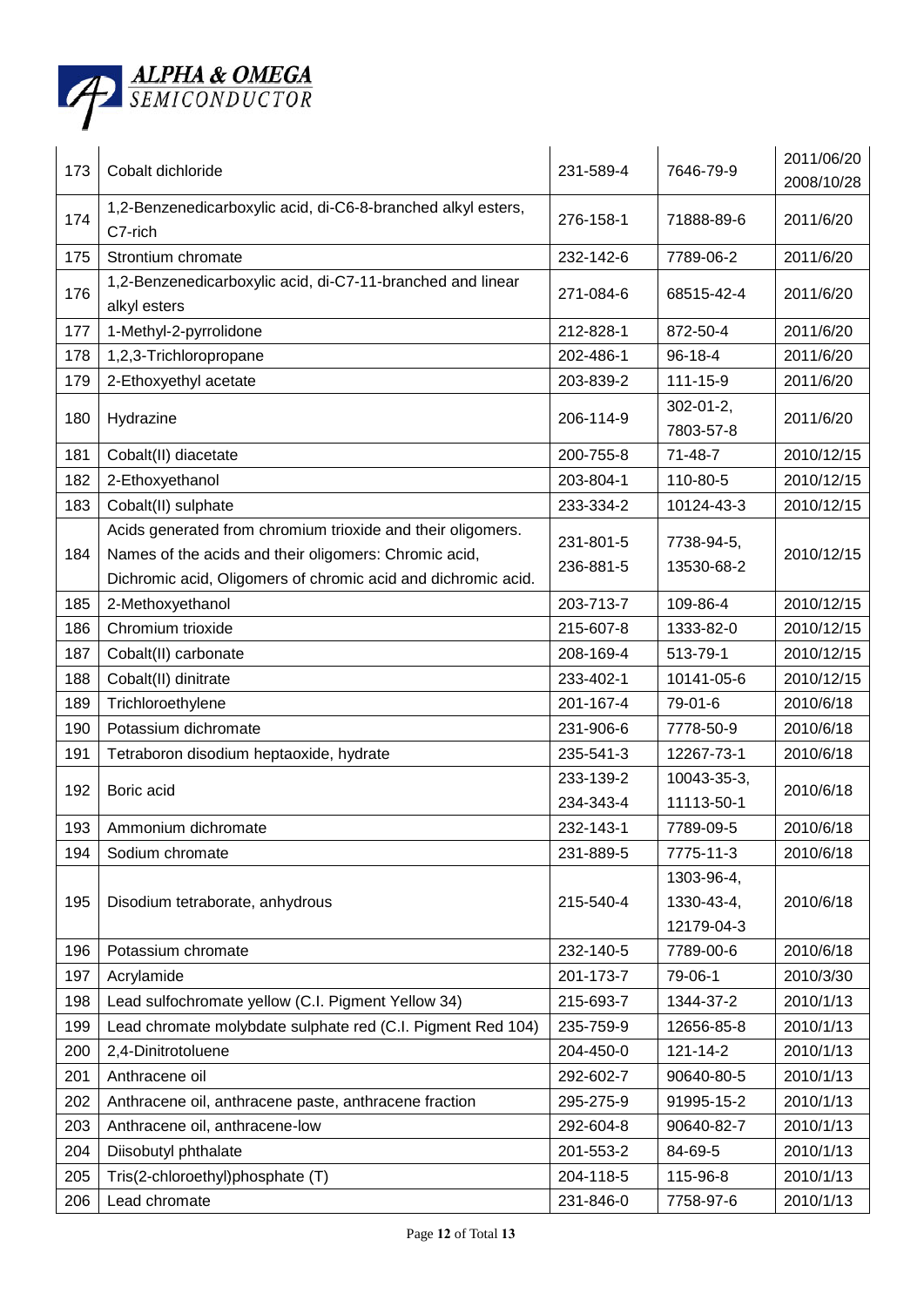| 173 | Cobalt dichloride | 231-589-4 | 7646-79-9 | 2011/06/20<br>2008/10/28 |
|---|---|---|---|---|
| 174 | 1,2-Benzenedicarboxylic acid, di-C6-8-branched alkyl esters, C7-rich | 276-158-1 | 71888-89-6 | 2011/6/20 |
| 175 | Strontium chromate | 232-142-6 | 7789-06-2 | 2011/6/20 |
| 176 | 1,2-Benzenedicarboxylic acid, di-C7-11-branched and linear alkyl esters | 271-084-6 | 68515-42-4 | 2011/6/20 |
| 177 | 1-Methyl-2-pyrrolidone | 212-828-1 | 872-50-4 | 2011/6/20 |
| 178 | 1,2,3-Trichloropropane | 202-486-1 | 96-18-4 | 2011/6/20 |
| 179 | 2-Ethoxyethyl acetate | 203-839-2 | 111-15-9 | 2011/6/20 |
| 180 | Hydrazine | 206-114-9 | 302-01-2,<br>7803-57-8 | 2011/6/20 |
| 181 | Cobalt(II) diacetate | 200-755-8 | 71-48-7 | 2010/12/15 |
| 182 | 2-Ethoxyethanol | 203-804-1 | 110-80-5 | 2010/12/15 |
| 183 | Cobalt(II) sulphate | 233-334-2 | 10124-43-3 | 2010/12/15 |
| 184 | Acids generated from chromium trioxide and their oligomers. Names of the acids and their oligomers: Chromic acid, Dichromic acid, Oligomers of chromic acid and dichromic acid. | 231-801-5<br>236-881-5 | 7738-94-5,<br>13530-68-2 | 2010/12/15 |
| 185 | 2-Methoxyethanol | 203-713-7 | 109-86-4 | 2010/12/15 |
| 186 | Chromium trioxide | 215-607-8 | 1333-82-0 | 2010/12/15 |
| 187 | Cobalt(II) carbonate | 208-169-4 | 513-79-1 | 2010/12/15 |
| 188 | Cobalt(II) dinitrate | 233-402-1 | 10141-05-6 | 2010/12/15 |
| 189 | Trichloroethylene | 201-167-4 | 79-01-6 | 2010/6/18 |
| 190 | Potassium dichromate | 231-906-6 | 7778-50-9 | 2010/6/18 |
| 191 | Tetraboron disodium heptaoxide, hydrate | 235-541-3 | 12267-73-1 | 2010/6/18 |
| 192 | Boric acid | 233-139-2<br>234-343-4 | 10043-35-3,<br>11113-50-1 | 2010/6/18 |
| 193 | Ammonium dichromate | 232-143-1 | 7789-09-5 | 2010/6/18 |
| 194 | Sodium chromate | 231-889-5 | 7775-11-3 | 2010/6/18 |
| 195 | Disodium tetraborate, anhydrous | 215-540-4 | 1303-96-4,<br>1330-43-4,<br>12179-04-3 | 2010/6/18 |
| 196 | Potassium chromate | 232-140-5 | 7789-00-6 | 2010/6/18 |
| 197 | Acrylamide | 201-173-7 | 79-06-1 | 2010/3/30 |
| 198 | Lead sulfochromate yellow (C.I. Pigment Yellow 34) | 215-693-7 | 1344-37-2 | 2010/1/13 |
| 199 | Lead chromate molybdate sulphate red (C.I. Pigment Red 104) | 235-759-9 | 12656-85-8 | 2010/1/13 |
| 200 | 2,4-Dinitrotoluene | 204-450-0 | 121-14-2 | 2010/1/13 |
| 201 | Anthracene oil | 292-602-7 | 90640-80-5 | 2010/1/13 |
| 202 | Anthracene oil, anthracene paste, anthracene fraction | 295-275-9 | 91995-15-2 | 2010/1/13 |
| 203 | Anthracene oil, anthracene-low | 292-604-8 | 90640-82-7 | 2010/1/13 |
| 204 | Diisobutyl phthalate | 201-553-2 | 84-69-5 | 2010/1/13 |
| 205 | Tris(2-chloroethyl)phosphate (T) | 204-118-5 | 115-96-8 | 2010/1/13 |
| 206 | Lead chromate | 231-846-0 | 7758-97-6 | 2010/1/13 |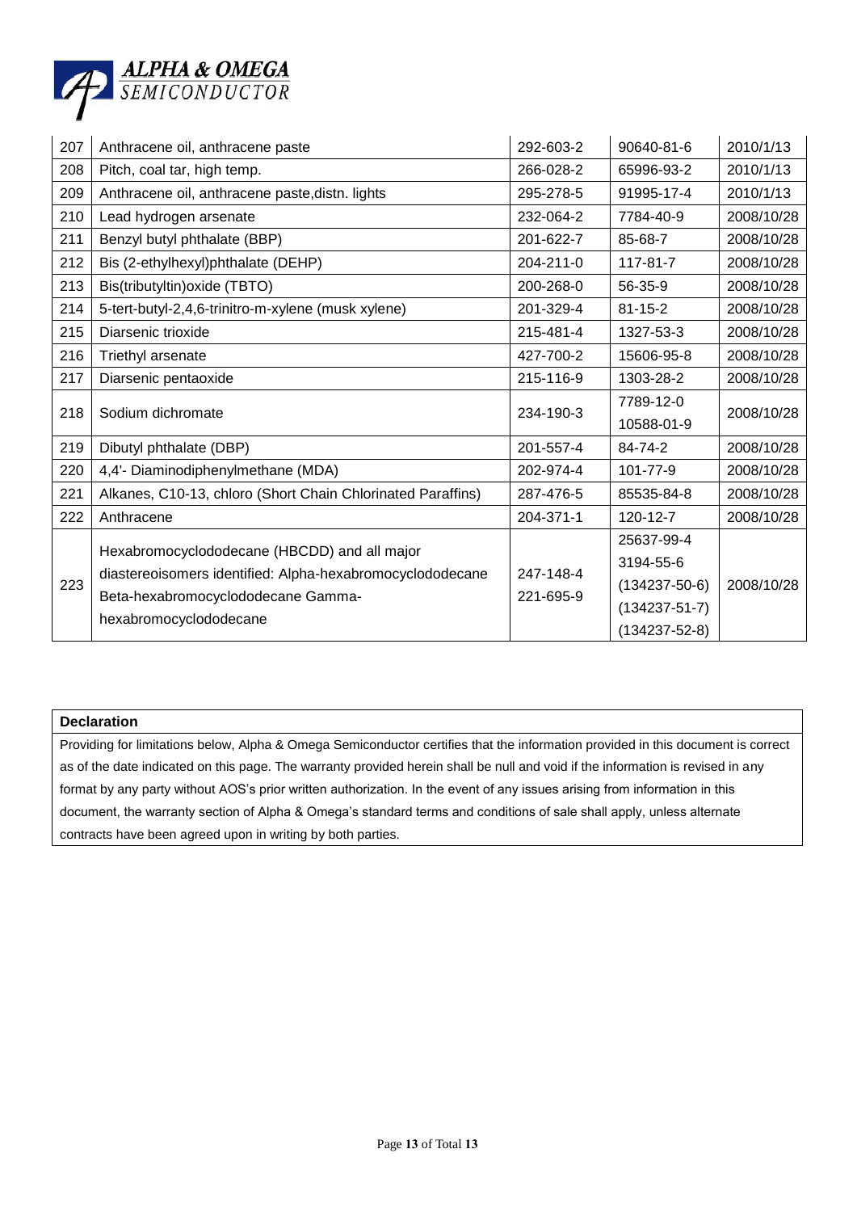| | | | | |
|---|---|---|---|---|
| 207 | Anthracene oil, anthracene paste | 292-603-2 | 90640-81-6 | 2010/1/13 |
| 208 | Pitch, coal tar, high temp. | 266-028-2 | 65996-93-2 | 2010/1/13 |
| 209 | Anthracene oil, anthracene paste,distn. lights | 295-278-5 | 91995-17-4 | 2010/1/13 |
| 210 | Lead hydrogen arsenate | 232-064-2 | 7784-40-9 | 2008/10/28 |
| 211 | Benzyl butyl phthalate (BBP) | 201-622-7 | 85-68-7 | 2008/10/28 |
| 212 | Bis (2-ethylhexyl)phthalate (DEHP) | 204-211-0 | 117-81-7 | 2008/10/28 |
| 213 | Bis(tributyltin)oxide (TBTO) | 200-268-0 | 56-35-9 | 2008/10/28 |
| 214 | 5-tert-butyl-2,4,6-trinitro-m-xylene (musk xylene) | 201-329-4 | 81-15-2 | 2008/10/28 |
| 215 | Diarsenic trioxide | 215-481-4 | 1327-53-3 | 2008/10/28 |
| 216 | Triethyl arsenate | 427-700-2 | 15606-95-8 | 2008/10/28 |
| 217 | Diarsenic pentaoxide | 215-116-9 | 1303-28-2 | 2008/10/28 |
| 218 | Sodium dichromate | 234-190-3 | 7789-12-0<br>10588-01-9 | 2008/10/28 |
| 219 | Dibutyl phthalate (DBP) | 201-557-4 | 84-74-2 | 2008/10/28 |
| 220 | 4,4'- Diaminodiphenylmethane (MDA) | 202-974-4 | 101-77-9 | 2008/10/28 |
| 221 | Alkanes, C10-13, chloro (Short Chain Chlorinated Paraffins) | 287-476-5 | 85535-84-8 | 2008/10/28 |
| 222 | Anthracene | 204-371-1 | 120-12-7 | 2008/10/28 |
| 223 | Hexabromocyclododecane (HBCDD) and all major diastereoisomers identified: Alpha-hexabromocyclododecane Beta-hexabromocyclododecane Gamma-hexabromocyclododecane | 247-148-4<br>221-695-9 | 25637-99-4<br>3194-55-6<br>(134237-50-6)<br>(134237-51-7)<br>(134237-52-8) | 2008/10/28 |

**Declaration**

Providing for limitations below, Alpha & Omega Semiconductor certifies that the information provided in this document is correct as of the date indicated on this page. The warranty provided herein shall be null and void if the information is revised in any format by any party without AOS's prior written authorization. In the event of any issues arising from information in this document, the warranty section of Alpha & Omega's standard terms and conditions of sale shall apply, unless alternate contracts have been agreed upon in writing by both parties.